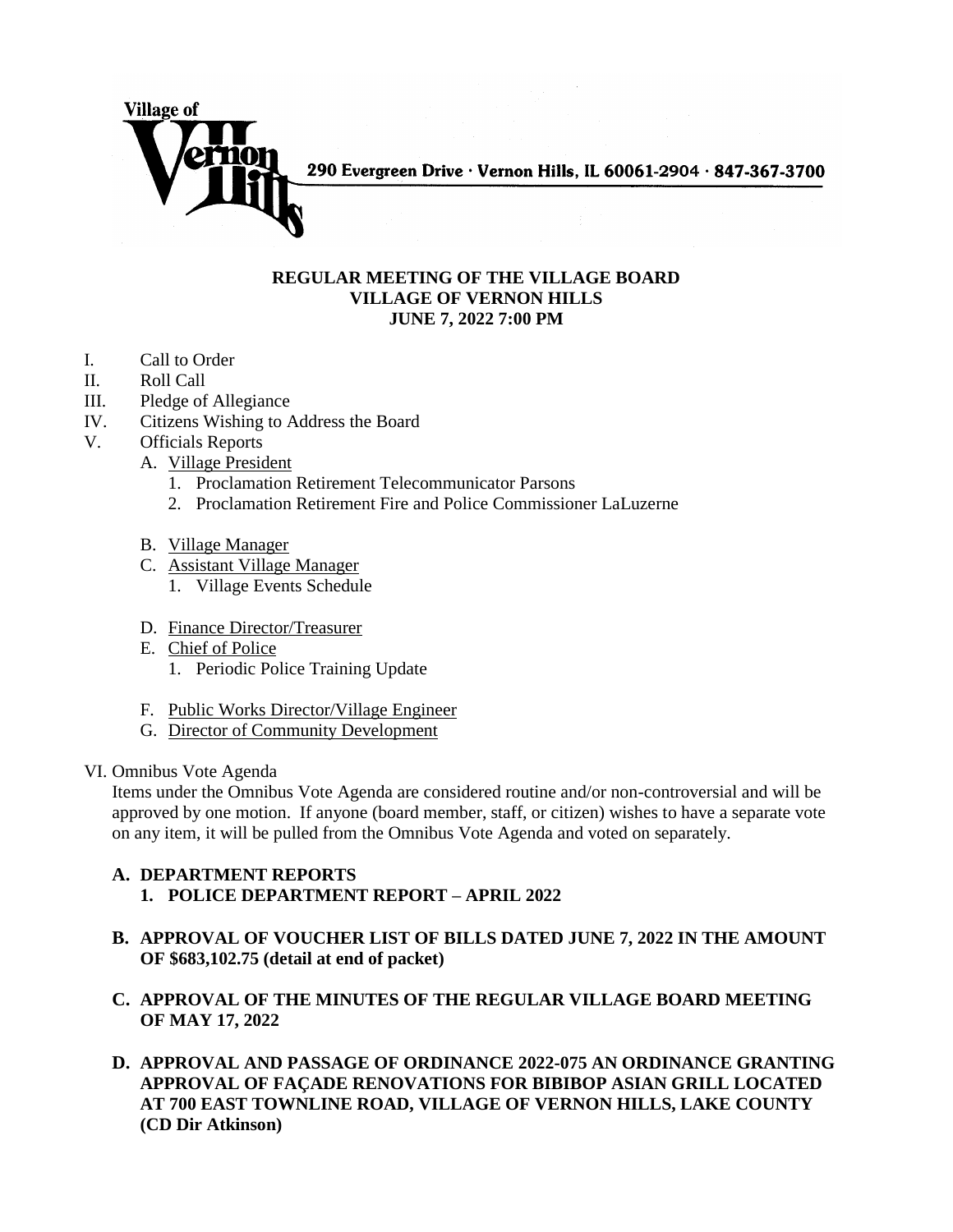Village of Vernon Hills

290 Evergreen Drive · Vernon Hills, IL 60061-2904 · 847-367-3700

**REGULAR MEETING OF THE VILLAGE BOARD**
**VILLAGE OF VERNON HILLS**
**JUNE 7, 2022 7:00 PM**

I. Call to Order
II. Roll Call
III. Pledge of Allegiance
IV. Citizens Wishing to Address the Board
V. Officials Reports
   A. Village President
      1. Proclamation Retirement Telecommunicator Parsons
      2. Proclamation Retirement Fire and Police Commissioner LaLuzerne
   B. Village Manager
   C. Assistant Village Manager
      1. Village Events Schedule
   D. Finance Director/Treasurer
   E. Chief of Police
      1. Periodic Police Training Update
   F. Public Works Director/Village Engineer
   G. Director of Community Development

VI. Omnibus Vote Agenda

Items under the Omnibus Vote Agenda are considered routine and/or non-controversial and will be approved by one motion. If anyone (board member, staff, or citizen) wishes to have a separate vote on any item, it will be pulled from the Omnibus Vote Agenda and voted on separately.

**A. DEPARTMENT REPORTS**
   **1. POLICE DEPARTMENT REPORT – APRIL 2022**

**B. APPROVAL OF VOUCHER LIST OF BILLS DATED JUNE 7, 2022 IN THE AMOUNT OF $683,102.75 (detail at end of packet)**

**C. APPROVAL OF THE MINUTES OF THE REGULAR VILLAGE BOARD MEETING OF MAY 17, 2022**

**D. APPROVAL AND PASSAGE OF ORDINANCE 2022-075 AN ORDINANCE GRANTING APPROVAL OF FAÇADE RENOVATIONS FOR BIBIBOP ASIAN GRILL LOCATED AT 700 EAST TOWNLINE ROAD, VILLAGE OF VERNON HILLS, LAKE COUNTY (CD Dir Atkinson)**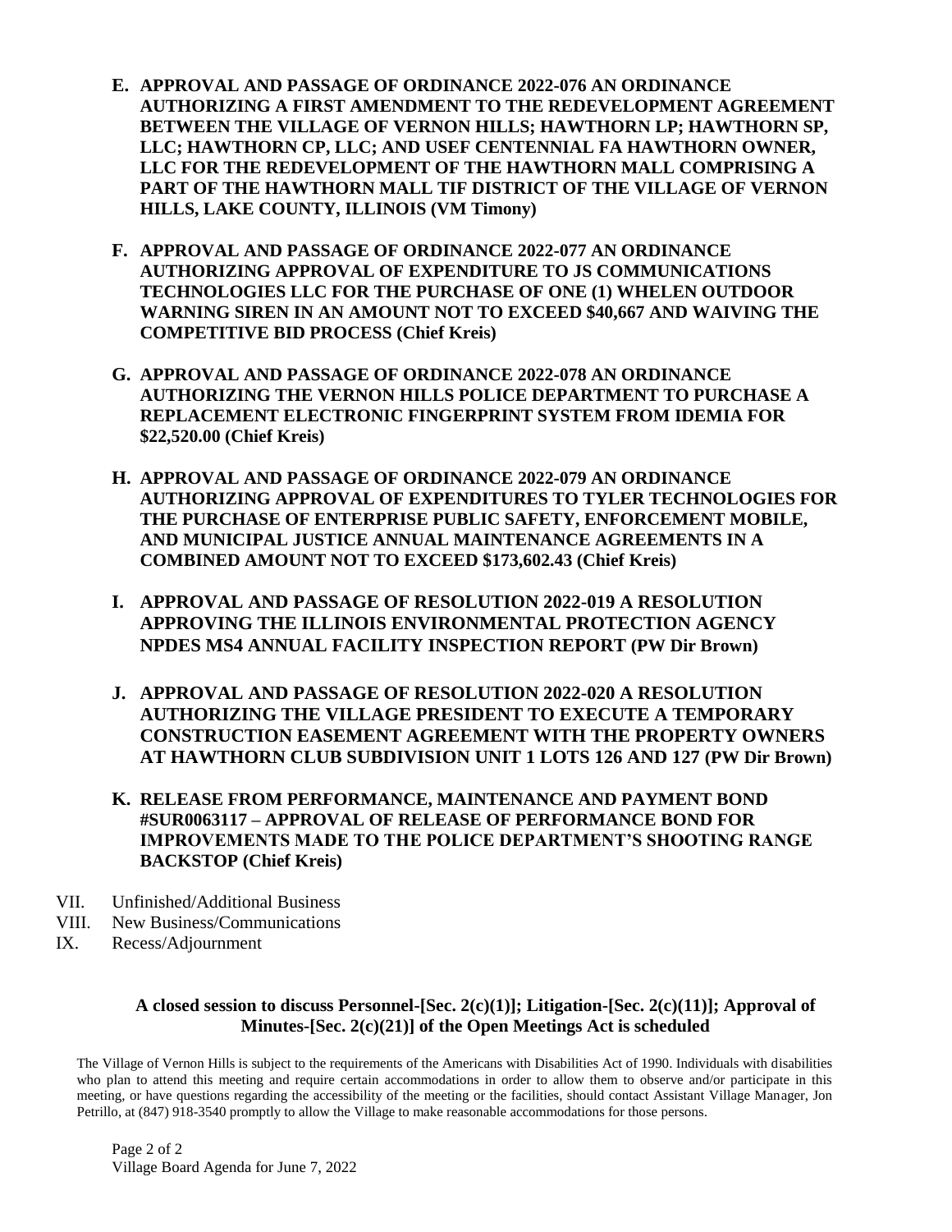- **E. APPROVAL AND PASSAGE OF ORDINANCE 2022-076 AN ORDINANCE AUTHORIZING A FIRST AMENDMENT TO THE REDEVELOPMENT AGREEMENT BETWEEN THE VILLAGE OF VERNON HILLS; HAWTHORN LP; HAWTHORN SP, LLC; HAWTHORN CP, LLC; AND USEF CENTENNIAL FA HAWTHORN OWNER, LLC FOR THE REDEVELOPMENT OF THE HAWTHORN MALL COMPRISING A PART OF THE HAWTHORN MALL TIF DISTRICT OF THE VILLAGE OF VERNON HILLS, LAKE COUNTY, ILLINOIS (VM Timony)**

- **F. APPROVAL AND PASSAGE OF ORDINANCE 2022-077 AN ORDINANCE AUTHORIZING APPROVAL OF EXPENDITURE TO JS COMMUNICATIONS TECHNOLOGIES LLC FOR THE PURCHASE OF ONE (1) WHELEN OUTDOOR WARNING SIREN IN AN AMOUNT NOT TO EXCEED $40,667 AND WAIVING THE COMPETITIVE BID PROCESS (Chief Kreis)**

- **G. APPROVAL AND PASSAGE OF ORDINANCE 2022-078 AN ORDINANCE AUTHORIZING THE VERNON HILLS POLICE DEPARTMENT TO PURCHASE A REPLACEMENT ELECTRONIC FINGERPRINT SYSTEM FROM IDEMIA FOR $22,520.00 (Chief Kreis)**

- **H. APPROVAL AND PASSAGE OF ORDINANCE 2022-079 AN ORDINANCE AUTHORIZING APPROVAL OF EXPENDITURES TO TYLER TECHNOLOGIES FOR THE PURCHASE OF ENTERPRISE PUBLIC SAFETY, ENFORCEMENT MOBILE, AND MUNICIPAL JUSTICE ANNUAL MAINTENANCE AGREEMENTS IN A COMBINED AMOUNT NOT TO EXCEED $173,602.43 (Chief Kreis)**

- **I. APPROVAL AND PASSAGE OF RESOLUTION 2022-019 A RESOLUTION APPROVING THE ILLINOIS ENVIRONMENTAL PROTECTION AGENCY NPDES MS4 ANNUAL FACILITY INSPECTION REPORT (PW Dir Brown)**

- **J. APPROVAL AND PASSAGE OF RESOLUTION 2022-020 A RESOLUTION AUTHORIZING THE VILLAGE PRESIDENT TO EXECUTE A TEMPORARY CONSTRUCTION EASEMENT AGREEMENT WITH THE PROPERTY OWNERS AT HAWTHORN CLUB SUBDIVISION UNIT 1 LOTS 126 AND 127 (PW Dir Brown)**

- **K. RELEASE FROM PERFORMANCE, MAINTENANCE AND PAYMENT BOND #SUR0063117 – APPROVAL OF RELEASE OF PERFORMANCE BOND FOR IMPROVEMENTS MADE TO THE POLICE DEPARTMENT'S SHOOTING RANGE BACKSTOP (Chief Kreis)**

VII. Unfinished/Additional Business

VIII. New Business/Communications

IX. Recess/Adjournment

**A closed session to discuss Personnel-[Sec. 2(c)(1)]; Litigation-[Sec. 2(c)(11)]; Approval of Minutes-[Sec. 2(c)(21)] of the Open Meetings Act is scheduled**

The Village of Vernon Hills is subject to the requirements of the Americans with Disabilities Act of 1990. Individuals with disabilities who plan to attend this meeting and require certain accommodations in order to allow them to observe and/or participate in this meeting, or have questions regarding the accessibility of the meeting or the facilities, should contact Assistant Village Manager, Jon Petrillo, at (847) 918-3540 promptly to allow the Village to make reasonable accommodations for those persons.